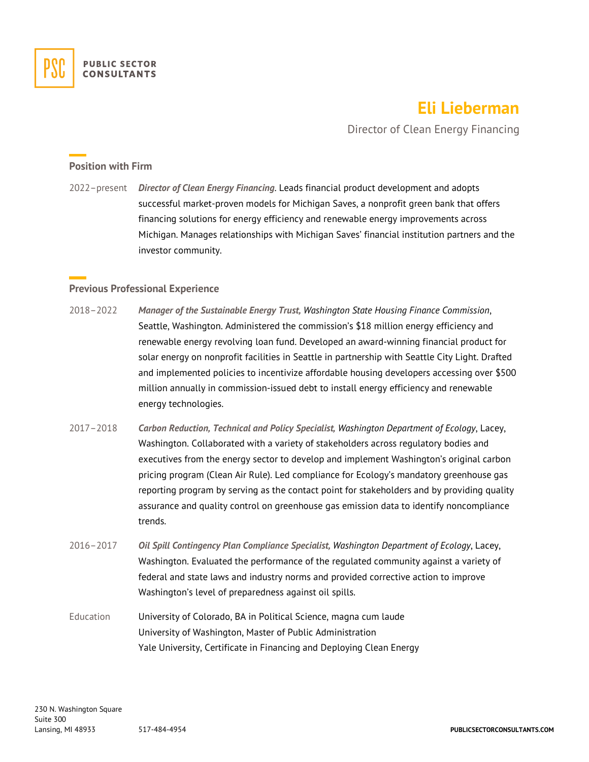PUBLIC SECTOR CONSULTANTS

# Eli Lieberman

Director of Clean Energy Financing

## Position with Firm

2022–present *Director of Clean Energy Financing*. Leads financial product development and adopts successful market-proven models for Michigan Saves, a nonprofit green bank that offers financing solutions for energy efficiency and renewable energy improvements across Michigan. Manages relationships with Michigan Saves' financial institution partners and the investor community.

## Previous Professional Experience

2018–2022 *Manager of the Sustainable Energy Trust, Washington State Housing Finance Commission*, Seattle, Washington. Administered the commission's $18 million energy efficiency and renewable energy revolving loan fund. Developed an award-winning financial product for solar energy on nonprofit facilities in Seattle in partnership with Seattle City Light. Drafted and implemented policies to incentivize affordable housing developers accessing over $500 million annually in commission-issued debt to install energy efficiency and renewable energy technologies.

2017–2018 *Carbon Reduction, Technical and Policy Specialist, Washington Department of Ecology*, Lacey, Washington. Collaborated with a variety of stakeholders across regulatory bodies and executives from the energy sector to develop and implement Washington's original carbon pricing program (Clean Air Rule). Led compliance for Ecology's mandatory greenhouse gas reporting program by serving as the contact point for stakeholders and by providing quality assurance and quality control on greenhouse gas emission data to identify noncompliance trends.

2016–2017 *Oil Spill Contingency Plan Compliance Specialist, Washington Department of Ecology*, Lacey, Washington. Evaluated the performance of the regulated community against a variety of federal and state laws and industry norms and provided corrective action to improve Washington's level of preparedness against oil spills.

Education University of Colorado, BA in Political Science, magna cum laude
University of Washington, Master of Public Administration
Yale University, Certificate in Financing and Deploying Clean Energy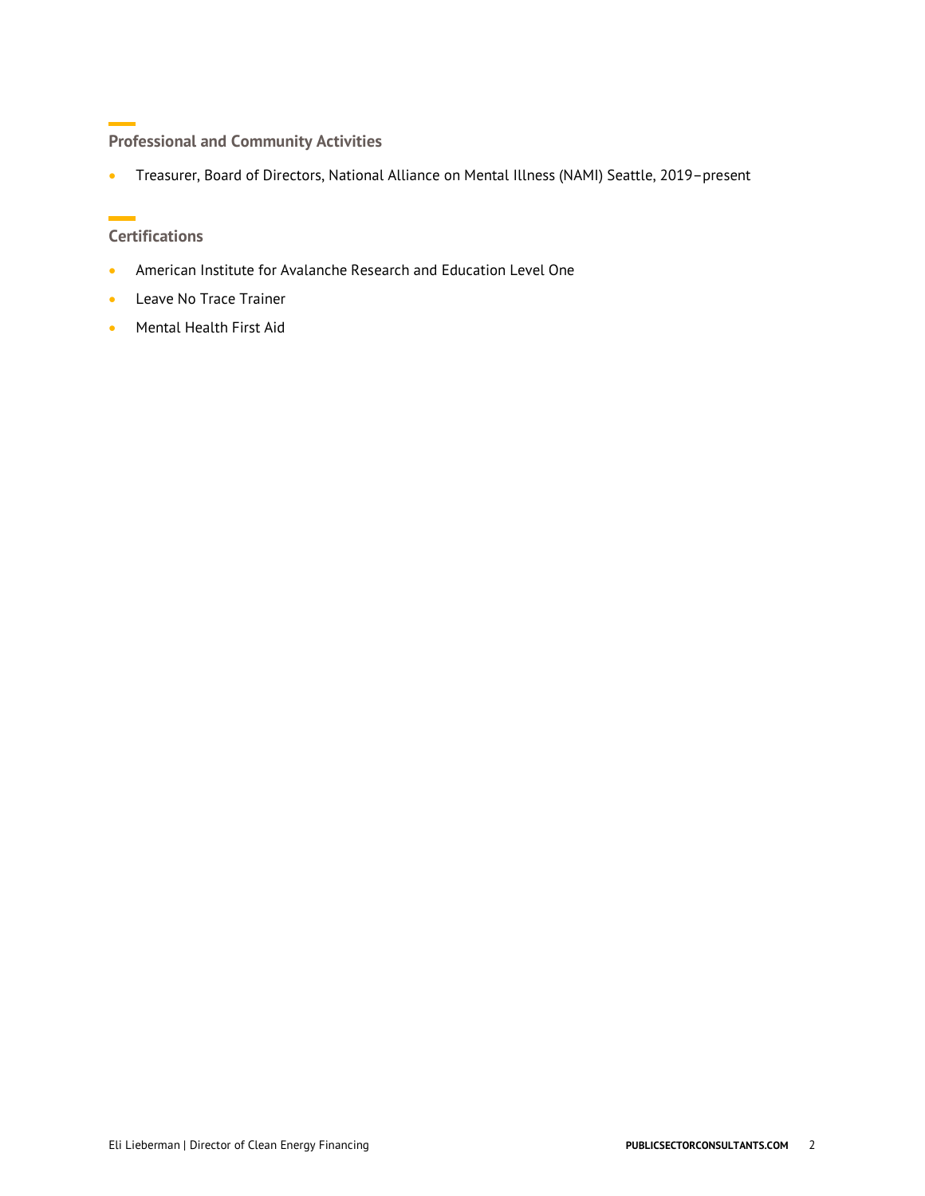## Professional and Community Activities

- Treasurer, Board of Directors, National Alliance on Mental Illness (NAMI) Seattle, 2019–present

## Certifications

- American Institute for Avalanche Research and Education Level One
- Leave No Trace Trainer
- Mental Health First Aid